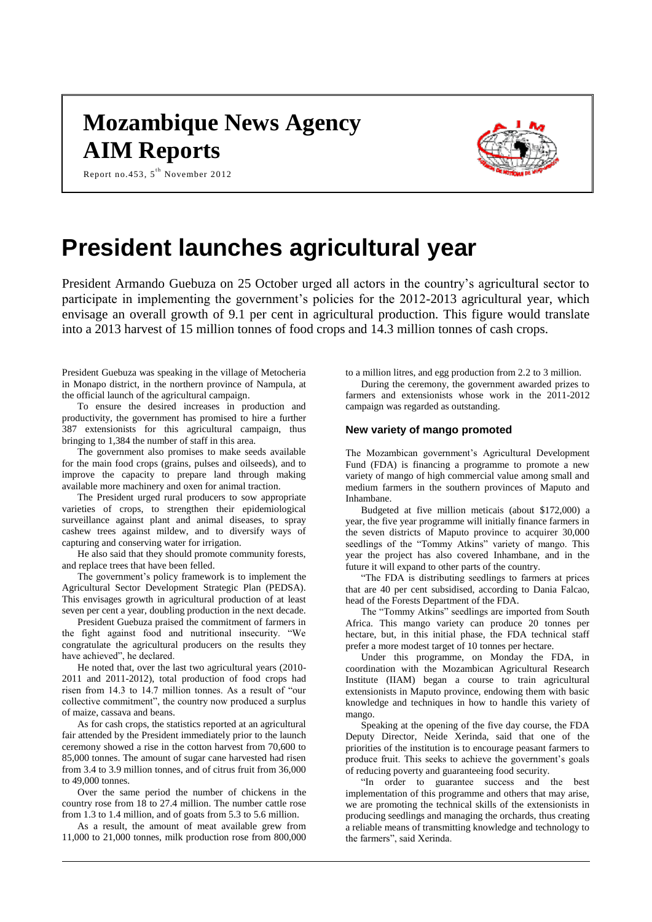# Mozambique News Agency
# AIM Reports

Report no.453, 5th November 2012

# President launches agricultural year

President Armando Guebuza on 25 October urged all actors in the country's agricultural sector to participate in implementing the government's policies for the 2012-2013 agricultural year, which envisage an overall growth of 9.1 per cent in agricultural production. This figure would translate into a 2013 harvest of 15 million tonnes of food crops and 14.3 million tonnes of cash crops.

President Guebuza was speaking in the village of Metocheria in Monapo district, in the northern province of Nampula, at the official launch of the agricultural campaign.

To ensure the desired increases in production and productivity, the government has promised to hire a further 387 extensionists for this agricultural campaign, thus bringing to 1,384 the number of staff in this area.

The government also promises to make seeds available for the main food crops (grains, pulses and oilseeds), and to improve the capacity to prepare land through making available more machinery and oxen for animal traction.

The President urged rural producers to sow appropriate varieties of crops, to strengthen their epidemiological surveillance against plant and animal diseases, to spray cashew trees against mildew, and to diversify ways of capturing and conserving water for irrigation.

He also said that they should promote community forests, and replace trees that have been felled.

The government's policy framework is to implement the Agricultural Sector Development Strategic Plan (PEDSA). This envisages growth in agricultural production of at least seven per cent a year, doubling production in the next decade.

President Guebuza praised the commitment of farmers in the fight against food and nutritional insecurity. "We congratulate the agricultural producers on the results they have achieved", he declared.

He noted that, over the last two agricultural years (2010-2011 and 2011-2012), total production of food crops had risen from 14.3 to 14.7 million tonnes. As a result of "our collective commitment", the country now produced a surplus of maize, cassava and beans.

As for cash crops, the statistics reported at an agricultural fair attended by the President immediately prior to the launch ceremony showed a rise in the cotton harvest from 70,600 to 85,000 tonnes. The amount of sugar cane harvested had risen from 3.4 to 3.9 million tonnes, and of citrus fruit from 36,000 to 49,000 tonnes.

Over the same period the number of chickens in the country rose from 18 to 27.4 million. The number cattle rose from 1.3 to 1.4 million, and of goats from 5.3 to 5.6 million.

As a result, the amount of meat available grew from 11,000 to 21,000 tonnes, milk production rose from 800,000 to a million litres, and egg production from 2.2 to 3 million.

During the ceremony, the government awarded prizes to farmers and extensionists whose work in the 2011-2012 campaign was regarded as outstanding.

### New variety of mango promoted

The Mozambican government's Agricultural Development Fund (FDA) is financing a programme to promote a new variety of mango of high commercial value among small and medium farmers in the southern provinces of Maputo and Inhambane.

Budgeted at five million meticais (about $172,000) a year, the five year programme will initially finance farmers in the seven districts of Maputo province to acquirer 30,000 seedlings of the "Tommy Atkins" variety of mango. This year the project has also covered Inhambane, and in the future it will expand to other parts of the country.

"The FDA is distributing seedlings to farmers at prices that are 40 per cent subsidised, according to Dania Falcao, head of the Forests Department of the FDA.

The "Tommy Atkins" seedlings are imported from South Africa. This mango variety can produce 20 tonnes per hectare, but, in this initial phase, the FDA technical staff prefer a more modest target of 10 tonnes per hectare.

Under this programme, on Monday the FDA, in coordination with the Mozambican Agricultural Research Institute (IIAM) began a course to train agricultural extensionists in Maputo province, endowing them with basic knowledge and techniques in how to handle this variety of mango.

Speaking at the opening of the five day course, the FDA Deputy Director, Neide Xerinda, said that one of the priorities of the institution is to encourage peasant farmers to produce fruit. This seeks to achieve the government's goals of reducing poverty and guaranteeing food security.

"In order to guarantee success and the best implementation of this programme and others that may arise, we are promoting the technical skills of the extensionists in producing seedlings and managing the orchards, thus creating a reliable means of transmitting knowledge and technology to the farmers", said Xerinda.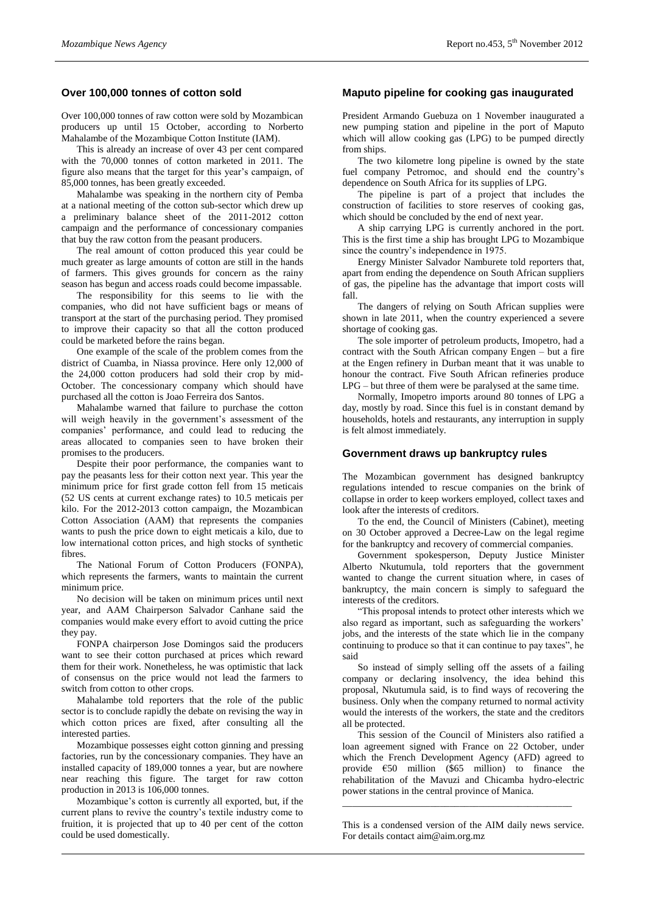## Over 100,000 tonnes of cotton sold

Over 100,000 tonnes of raw cotton were sold by Mozambican producers up until 15 October, according to Norberto Mahalambe of the Mozambique Cotton Institute (IAM).

This is already an increase of over 43 per cent compared with the 70,000 tonnes of cotton marketed in 2011. The figure also means that the target for this year's campaign, of 85,000 tonnes, has been greatly exceeded.

Mahalambe was speaking in the northern city of Pemba at a national meeting of the cotton sub-sector which drew up a preliminary balance sheet of the 2011-2012 cotton campaign and the performance of concessionary companies that buy the raw cotton from the peasant producers.

The real amount of cotton produced this year could be much greater as large amounts of cotton are still in the hands of farmers. This gives grounds for concern as the rainy season has begun and access roads could become impassable.

The responsibility for this seems to lie with the companies, who did not have sufficient bags or means of transport at the start of the purchasing period. They promised to improve their capacity so that all the cotton produced could be marketed before the rains began.

One example of the scale of the problem comes from the district of Cuamba, in Niassa province. Here only 12,000 of the 24,000 cotton producers had sold their crop by mid-October. The concessionary company which should have purchased all the cotton is Joao Ferreira dos Santos.

Mahalambe warned that failure to purchase the cotton will weigh heavily in the government's assessment of the companies' performance, and could lead to reducing the areas allocated to companies seen to have broken their promises to the producers.

Despite their poor performance, the companies want to pay the peasants less for their cotton next year. This year the minimum price for first grade cotton fell from 15 meticais (52 US cents at current exchange rates) to 10.5 meticais per kilo. For the 2012-2013 cotton campaign, the Mozambican Cotton Association (AAM) that represents the companies wants to push the price down to eight meticais a kilo, due to low international cotton prices, and high stocks of synthetic fibres.

The National Forum of Cotton Producers (FONPA), which represents the farmers, wants to maintain the current minimum price.

No decision will be taken on minimum prices until next year, and AAM Chairperson Salvador Canhane said the companies would make every effort to avoid cutting the price they pay.

FONPA chairperson Jose Domingos said the producers want to see their cotton purchased at prices which reward them for their work. Nonetheless, he was optimistic that lack of consensus on the price would not lead the farmers to switch from cotton to other crops.

Mahalambe told reporters that the role of the public sector is to conclude rapidly the debate on revising the way in which cotton prices are fixed, after consulting all the interested parties.

Mozambique possesses eight cotton ginning and pressing factories, run by the concessionary companies. They have an installed capacity of 189,000 tonnes a year, but are nowhere near reaching this figure. The target for raw cotton production in 2013 is 106,000 tonnes.

Mozambique's cotton is currently all exported, but, if the current plans to revive the country's textile industry come to fruition, it is projected that up to 40 per cent of the cotton could be used domestically.

## Maputo pipeline for cooking gas inaugurated

President Armando Guebuza on 1 November inaugurated a new pumping station and pipeline in the port of Maputo which will allow cooking gas (LPG) to be pumped directly from ships.

The two kilometre long pipeline is owned by the state fuel company Petromoc, and should end the country's dependence on South Africa for its supplies of LPG.

The pipeline is part of a project that includes the construction of facilities to store reserves of cooking gas, which should be concluded by the end of next year.

A ship carrying LPG is currently anchored in the port. This is the first time a ship has brought LPG to Mozambique since the country's independence in 1975.

Energy Minister Salvador Namburete told reporters that, apart from ending the dependence on South African suppliers of gas, the pipeline has the advantage that import costs will fall.

The dangers of relying on South African supplies were shown in late 2011, when the country experienced a severe shortage of cooking gas.

The sole importer of petroleum products, Imopetro, had a contract with the South African company Engen – but a fire at the Engen refinery in Durban meant that it was unable to honour the contract. Five South African refineries produce LPG – but three of them were be paralysed at the same time.

Normally, Imopetro imports around 80 tonnes of LPG a day, mostly by road. Since this fuel is in constant demand by households, hotels and restaurants, any interruption in supply is felt almost immediately.

## Government draws up bankruptcy rules

The Mozambican government has designed bankruptcy regulations intended to rescue companies on the brink of collapse in order to keep workers employed, collect taxes and look after the interests of creditors.

To the end, the Council of Ministers (Cabinet), meeting on 30 October approved a Decree-Law on the legal regime for the bankruptcy and recovery of commercial companies.

Government spokesperson, Deputy Justice Minister Alberto Nkutumula, told reporters that the government wanted to change the current situation where, in cases of bankruptcy, the main concern is simply to safeguard the interests of the creditors.

"This proposal intends to protect other interests which we also regard as important, such as safeguarding the workers' jobs, and the interests of the state which lie in the company continuing to produce so that it can continue to pay taxes", he said

So instead of simply selling off the assets of a failing company or declaring insolvency, the idea behind this proposal, Nkutumula said, is to find ways of recovering the business. Only when the company returned to normal activity would the interests of the workers, the state and the creditors all be protected.

This session of the Council of Ministers also ratified a loan agreement signed with France on 22 October, under which the French Development Agency (AFD) agreed to provide €50 million ($65 million) to finance the rehabilitation of the Mavuzi and Chicamba hydro-electric power stations in the central province of Manica.

---

This is a condensed version of the AIM daily news service. For details contact aim@aim.org.mz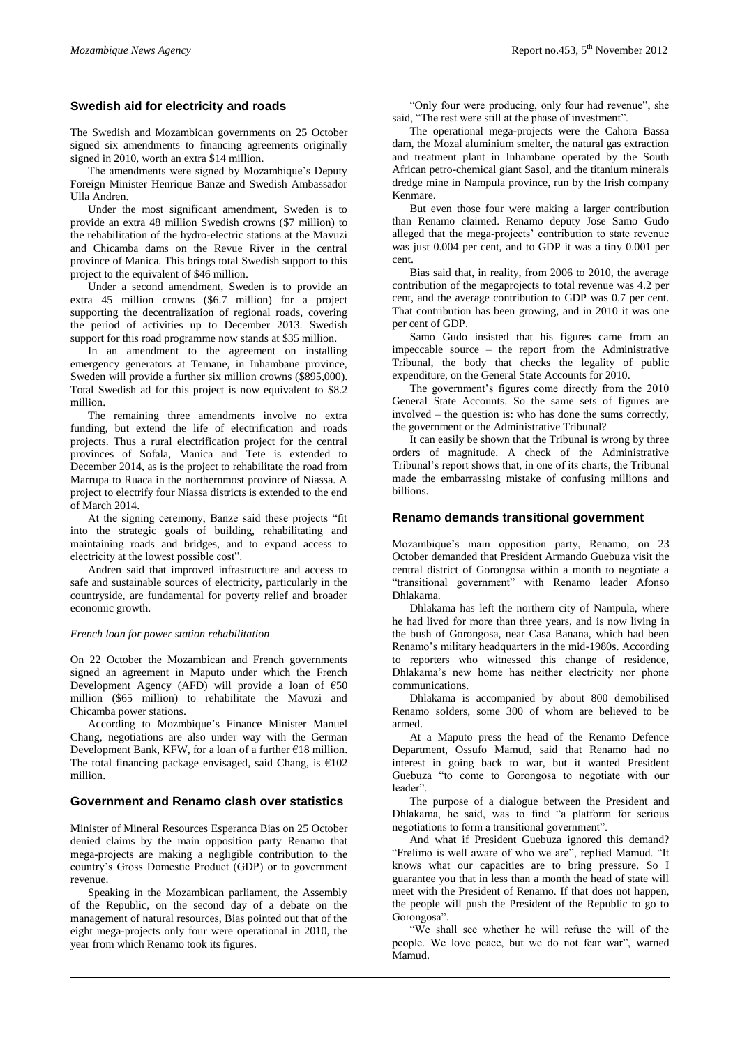## Swedish aid for electricity and roads

The Swedish and Mozambican governments on 25 October signed six amendments to financing agreements originally signed in 2010, worth an extra $14 million.

The amendments were signed by Mozambique's Deputy Foreign Minister Henrique Banze and Swedish Ambassador Ulla Andren.

Under the most significant amendment, Sweden is to provide an extra 48 million Swedish crowns ($7 million) to the rehabilitation of the hydro-electric stations at the Mavuzi and Chicamba dams on the Revue River in the central province of Manica. This brings total Swedish support to this project to the equivalent of $46 million.

Under a second amendment, Sweden is to provide an extra 45 million crowns ($6.7 million) for a project supporting the decentralization of regional roads, covering the period of activities up to December 2013. Swedish support for this road programme now stands at $35 million.

In an amendment to the agreement on installing emergency generators at Temane, in Inhambane province, Sweden will provide a further six million crowns ($895,000). Total Swedish ad for this project is now equivalent to $8.2 million.

The remaining three amendments involve no extra funding, but extend the life of electrification and roads projects. Thus a rural electrification project for the central provinces of Sofala, Manica and Tete is extended to December 2014, as is the project to rehabilitate the road from Marrupa to Ruaca in the northernmost province of Niassa. A project to electrify four Niassa districts is extended to the end of March 2014.

At the signing ceremony, Banze said these projects "fit into the strategic goals of building, rehabilitating and maintaining roads and bridges, and to expand access to electricity at the lowest possible cost".

Andren said that improved infrastructure and access to safe and sustainable sources of electricity, particularly in the countryside, are fundamental for poverty relief and broader economic growth.

*French loan for power station rehabilitation*

On 22 October the Mozambican and French governments signed an agreement in Maputo under which the French Development Agency (AFD) will provide a loan of €50 million ($65 million) to rehabilitate the Mavuzi and Chicamba power stations.

According to Mozbmique's Finance Minister Manuel Chang, negotiations are also under way with the German Development Bank, KFW, for a loan of a further €18 million. The total financing package envisaged, said Chang, is €102 million.

## Government and Renamo clash over statistics

Minister of Mineral Resources Esperanca Bias on 25 October denied claims by the main opposition party Renamo that mega-projects are making a negligible contribution to the country's Gross Domestic Product (GDP) or to government revenue.

Speaking in the Mozambican parliament, the Assembly of the Republic, on the second day of a debate on the management of natural resources, Bias pointed out that of the eight mega-projects only four were operational in 2010, the year from which Renamo took its figures.

"Only four were producing, only four had revenue", she said, "The rest were still at the phase of investment".

The operational mega-projects were the Cahora Bassa dam, the Mozal aluminium smelter, the natural gas extraction and treatment plant in Inhambane operated by the South African petro-chemical giant Sasol, and the titanium minerals dredge mine in Nampula province, run by the Irish company Kenmare.

But even those four were making a larger contribution than Renamo claimed. Renamo deputy Jose Samo Gudo alleged that the mega-projects' contribution to state revenue was just 0.004 per cent, and to GDP it was a tiny 0.001 per cent.

Bias said that, in reality, from 2006 to 2010, the average contribution of the megaprojects to total revenue was 4.2 per cent, and the average contribution to GDP was 0.7 per cent. That contribution has been growing, and in 2010 it was one per cent of GDP.

Samo Gudo insisted that his figures came from an impeccable source – the report from the Administrative Tribunal, the body that checks the legality of public expenditure, on the General State Accounts for 2010.

The government's figures come directly from the 2010 General State Accounts. So the same sets of figures are involved – the question is: who has done the sums correctly, the government or the Administrative Tribunal?

It can easily be shown that the Tribunal is wrong by three orders of magnitude. A check of the Administrative Tribunal's report shows that, in one of its charts, the Tribunal made the embarrassing mistake of confusing millions and billions.

## Renamo demands transitional government

Mozambique's main opposition party, Renamo, on 23 October demanded that President Armando Guebuza visit the central district of Gorongosa within a month to negotiate a "transitional government" with Renamo leader Afonso Dhlakama.

Dhlakama has left the northern city of Nampula, where he had lived for more than three years, and is now living in the bush of Gorongosa, near Casa Banana, which had been Renamo's military headquarters in the mid-1980s. According to reporters who witnessed this change of residence, Dhlakama's new home has neither electricity nor phone communications.

Dhlakama is accompanied by about 800 demobilised Renamo solders, some 300 of whom are believed to be armed.

At a Maputo press the head of the Renamo Defence Department, Ossufo Mamud, said that Renamo had no interest in going back to war, but it wanted President Guebuza "to come to Gorongosa to negotiate with our leader".

The purpose of a dialogue between the President and Dhlakama, he said, was to find "a platform for serious negotiations to form a transitional government".

And what if President Guebuza ignored this demand? "Frelimo is well aware of who we are", replied Mamud. "It knows what our capacities are to bring pressure. So I guarantee you that in less than a month the head of state will meet with the President of Renamo. If that does not happen, the people will push the President of the Republic to go to Gorongosa".

"We shall see whether he will refuse the will of the people. We love peace, but we do not fear war", warned Mamud.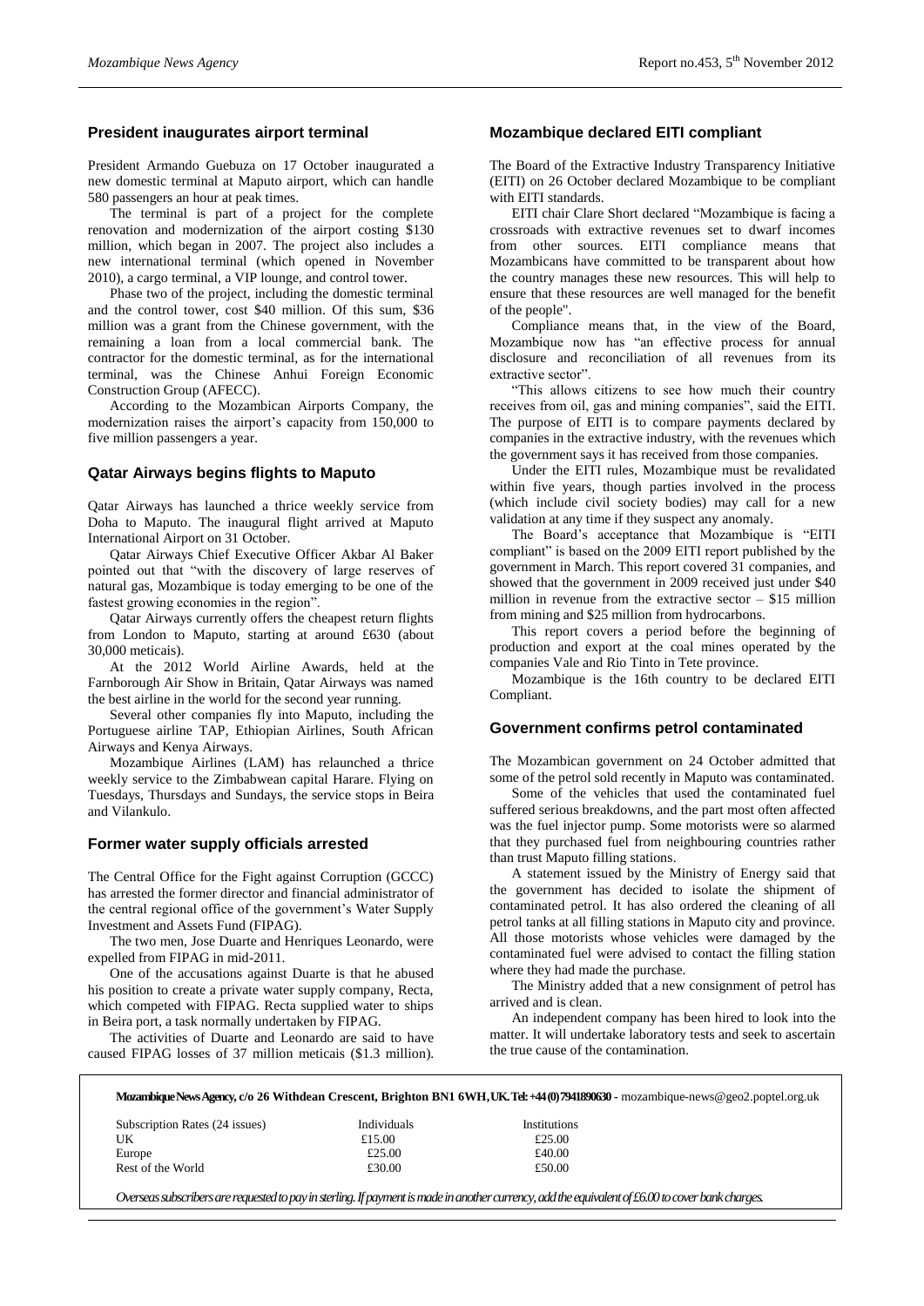## President inaugurates airport terminal

President Armando Guebuza on 17 October inaugurated a new domestic terminal at Maputo airport, which can handle 580 passengers an hour at peak times.

The terminal is part of a project for the complete renovation and modernization of the airport costing $130 million, which began in 2007. The project also includes a new international terminal (which opened in November 2010), a cargo terminal, a VIP lounge, and control tower.

Phase two of the project, including the domestic terminal and the control tower, cost $40 million. Of this sum, $36 million was a grant from the Chinese government, with the remaining a loan from a local commercial bank. The contractor for the domestic terminal, as for the international terminal, was the Chinese Anhui Foreign Economic Construction Group (AFECC).

According to the Mozambican Airports Company, the modernization raises the airport's capacity from 150,000 to five million passengers a year.

## Qatar Airways begins flights to Maputo

Qatar Airways has launched a thrice weekly service from Doha to Maputo. The inaugural flight arrived at Maputo International Airport on 31 October.

Qatar Airways Chief Executive Officer Akbar Al Baker pointed out that "with the discovery of large reserves of natural gas, Mozambique is today emerging to be one of the fastest growing economies in the region".

Qatar Airways currently offers the cheapest return flights from London to Maputo, starting at around £630 (about 30,000 meticais).

At the 2012 World Airline Awards, held at the Farnborough Air Show in Britain, Qatar Airways was named the best airline in the world for the second year running.

Several other companies fly into Maputo, including the Portuguese airline TAP, Ethiopian Airlines, South African Airways and Kenya Airways.

Mozambique Airlines (LAM) has relaunched a thrice weekly service to the Zimbabwean capital Harare. Flying on Tuesdays, Thursdays and Sundays, the service stops in Beira and Vilankulo.

## Former water supply officials arrested

The Central Office for the Fight against Corruption (GCCC) has arrested the former director and financial administrator of the central regional office of the government's Water Supply Investment and Assets Fund (FIPAG).

The two men, Jose Duarte and Henriques Leonardo, were expelled from FIPAG in mid-2011.

One of the accusations against Duarte is that he abused his position to create a private water supply company, Recta, which competed with FIPAG. Recta supplied water to ships in Beira port, a task normally undertaken by FIPAG.

The activities of Duarte and Leonardo are said to have caused FIPAG losses of 37 million meticais ($1.3 million).

## Mozambique declared EITI compliant

The Board of the Extractive Industry Transparency Initiative (EITI) on 26 October declared Mozambique to be compliant with EITI standards.

EITI chair Clare Short declared "Mozambique is facing a crossroads with extractive revenues set to dwarf incomes from other sources. EITI compliance means that Mozambicans have committed to be transparent about how the country manages these new resources. This will help to ensure that these resources are well managed for the benefit of the people".

Compliance means that, in the view of the Board, Mozambique now has "an effective process for annual disclosure and reconciliation of all revenues from its extractive sector".

"This allows citizens to see how much their country receives from oil, gas and mining companies", said the EITI. The purpose of EITI is to compare payments declared by companies in the extractive industry, with the revenues which the government says it has received from those companies.

Under the EITI rules, Mozambique must be revalidated within five years, though parties involved in the process (which include civil society bodies) may call for a new validation at any time if they suspect any anomaly.

The Board's acceptance that Mozambique is "EITI compliant" is based on the 2009 EITI report published by the government in March. This report covered 31 companies, and showed that the government in 2009 received just under $40 million in revenue from the extractive sector – $15 million from mining and $25 million from hydrocarbons.

This report covers a period before the beginning of production and export at the coal mines operated by the companies Vale and Rio Tinto in Tete province.

Mozambique is the 16th country to be declared EITI Compliant.

## Government confirms petrol contaminated

The Mozambican government on 24 October admitted that some of the petrol sold recently in Maputo was contaminated.

Some of the vehicles that used the contaminated fuel suffered serious breakdowns, and the part most often affected was the fuel injector pump. Some motorists were so alarmed that they purchased fuel from neighbouring countries rather than trust Maputo filling stations.

A statement issued by the Ministry of Energy said that the government has decided to isolate the shipment of contaminated petrol. It has also ordered the cleaning of all petrol tanks at all filling stations in Maputo city and province. All those motorists whose vehicles were damaged by the contaminated fuel were advised to contact the filling station where they had made the purchase.

The Ministry added that a new consignment of petrol has arrived and is clean.

An independent company has been hired to look into the matter. It will undertake laboratory tests and seek to ascertain the true cause of the contamination.

**Mozambique News Agency, c/o 26 Withdean Crescent, Brighton BN1 6WH, UK. Tel: +44 (0)7941890630** - mozambique-news@geo2.poptel.org.uk

| Subscription Rates (24 issues) | Individuals | Institutions |
|---|---|---|
| UK | £15.00 | £25.00 |
| Europe | £25.00 | £40.00 |
| Rest of the World | £30.00 | £50.00 |

*Overseas subscribers are requested to pay in sterling. If payment is made in another currency, add the equivalent of £6.00 to cover bank charges.*